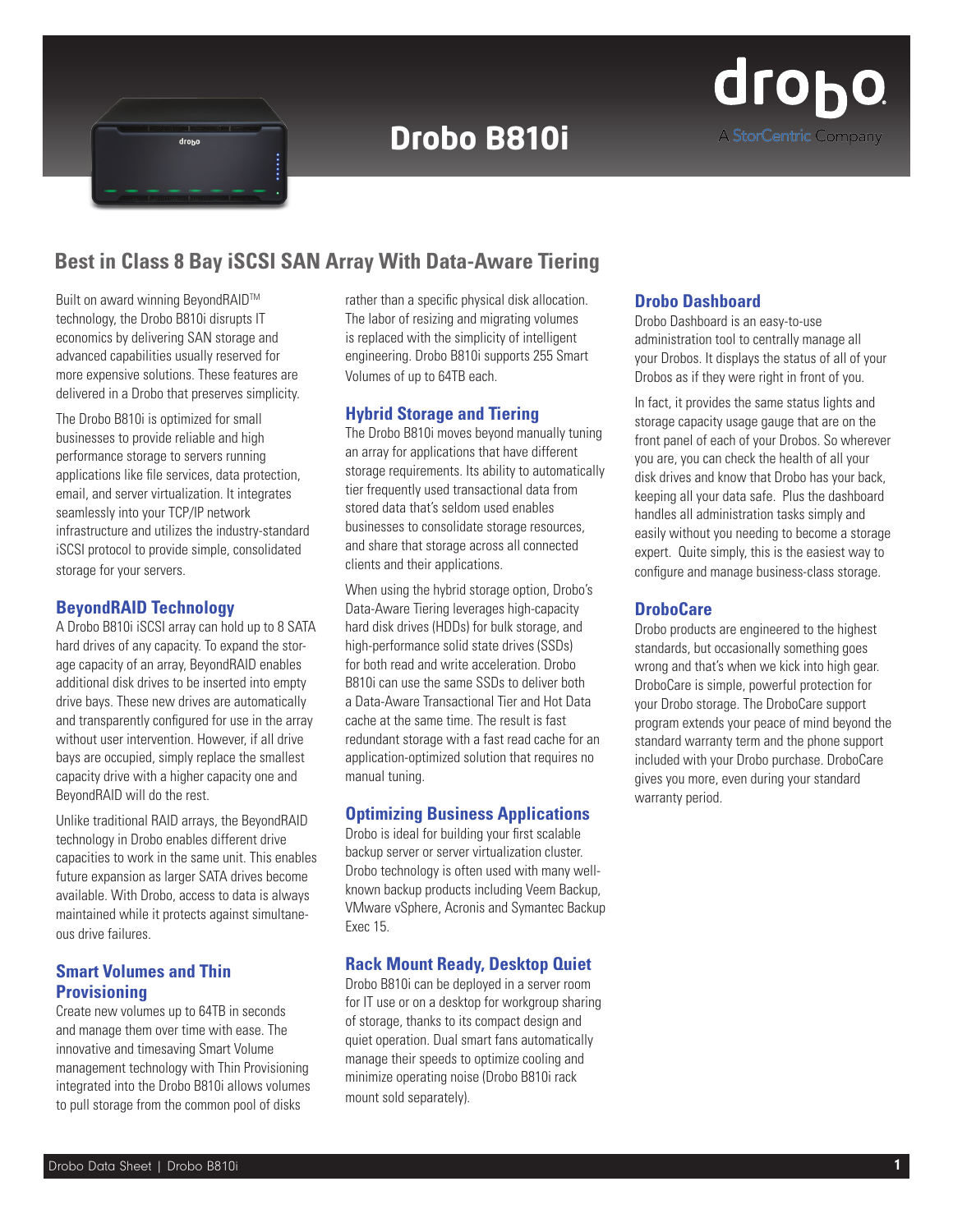# Drobo B810i

drobo
A StorCentric Company

## Best in Class 8 Bay iSCSI SAN Array With Data-Aware Tiering

Built on award winning BeyondRAID™ technology, the Drobo B810i disrupts IT economics by delivering SAN storage and advanced capabilities usually reserved for more expensive solutions. These features are delivered in a Drobo that preserves simplicity.

The Drobo B810i is optimized for small businesses to provide reliable and high performance storage to servers running applications like file services, data protection, email, and server virtualization. It integrates seamlessly into your TCP/IP network infrastructure and utilizes the industry-standard iSCSI protocol to provide simple, consolidated storage for your servers.

### BeyondRAID Technology

A Drobo B810i iSCSI array can hold up to 8 SATA hard drives of any capacity. To expand the storage capacity of an array, BeyondRAID enables additional disk drives to be inserted into empty drive bays. These new drives are automatically and transparently configured for use in the array without user intervention. However, if all drive bays are occupied, simply replace the smallest capacity drive with a higher capacity one and BeyondRAID will do the rest.

Unlike traditional RAID arrays, the BeyondRAID technology in Drobo enables different drive capacities to work in the same unit. This enables future expansion as larger SATA drives become available. With Drobo, access to data is always maintained while it protects against simultaneous drive failures.

### Smart Volumes and Thin Provisioning

Create new volumes up to 64TB in seconds and manage them over time with ease. The innovative and timesaving Smart Volume management technology with Thin Provisioning integrated into the Drobo B810i allows volumes to pull storage from the common pool of disks rather than a specific physical disk allocation. The labor of resizing and migrating volumes is replaced with the simplicity of intelligent engineering. Drobo B810i supports 255 Smart Volumes of up to 64TB each.

### Hybrid Storage and Tiering

The Drobo B810i moves beyond manually tuning an array for applications that have different storage requirements. Its ability to automatically tier frequently used transactional data from stored data that's seldom used enables businesses to consolidate storage resources, and share that storage across all connected clients and their applications.

When using the hybrid storage option, Drobo's Data-Aware Tiering leverages high-capacity hard disk drives (HDDs) for bulk storage, and high-performance solid state drives (SSDs) for both read and write acceleration. Drobo B810i can use the same SSDs to deliver both a Data-Aware Transactional Tier and Hot Data cache at the same time. The result is fast redundant storage with a fast read cache for an application-optimized solution that requires no manual tuning.

### Optimizing Business Applications

Drobo is ideal for building your first scalable backup server or server virtualization cluster. Drobo technology is often used with many well-known backup products including Veem Backup, VMware vSphere, Acronis and Symantec Backup Exec 15.

### Rack Mount Ready, Desktop Quiet

Drobo B810i can be deployed in a server room for IT use or on a desktop for workgroup sharing of storage, thanks to its compact design and quiet operation. Dual smart fans automatically manage their speeds to optimize cooling and minimize operating noise (Drobo B810i rack mount sold separately).

### Drobo Dashboard

Drobo Dashboard is an easy-to-use administration tool to centrally manage all your Drobos. It displays the status of all of your Drobos as if they were right in front of you.

In fact, it provides the same status lights and storage capacity usage gauge that are on the front panel of each of your Drobos. So wherever you are, you can check the health of all your disk drives and know that Drobo has your back, keeping all your data safe. Plus the dashboard handles all administration tasks simply and easily without you needing to become a storage expert. Quite simply, this is the easiest way to configure and manage business-class storage.

### DroboCare

Drobo products are engineered to the highest standards, but occasionally something goes wrong and that's when we kick into high gear. DroboCare is simple, powerful protection for your Drobo storage. The DroboCare support program extends your peace of mind beyond the standard warranty term and the phone support included with your Drobo purchase. DroboCare gives you more, even during your standard warranty period.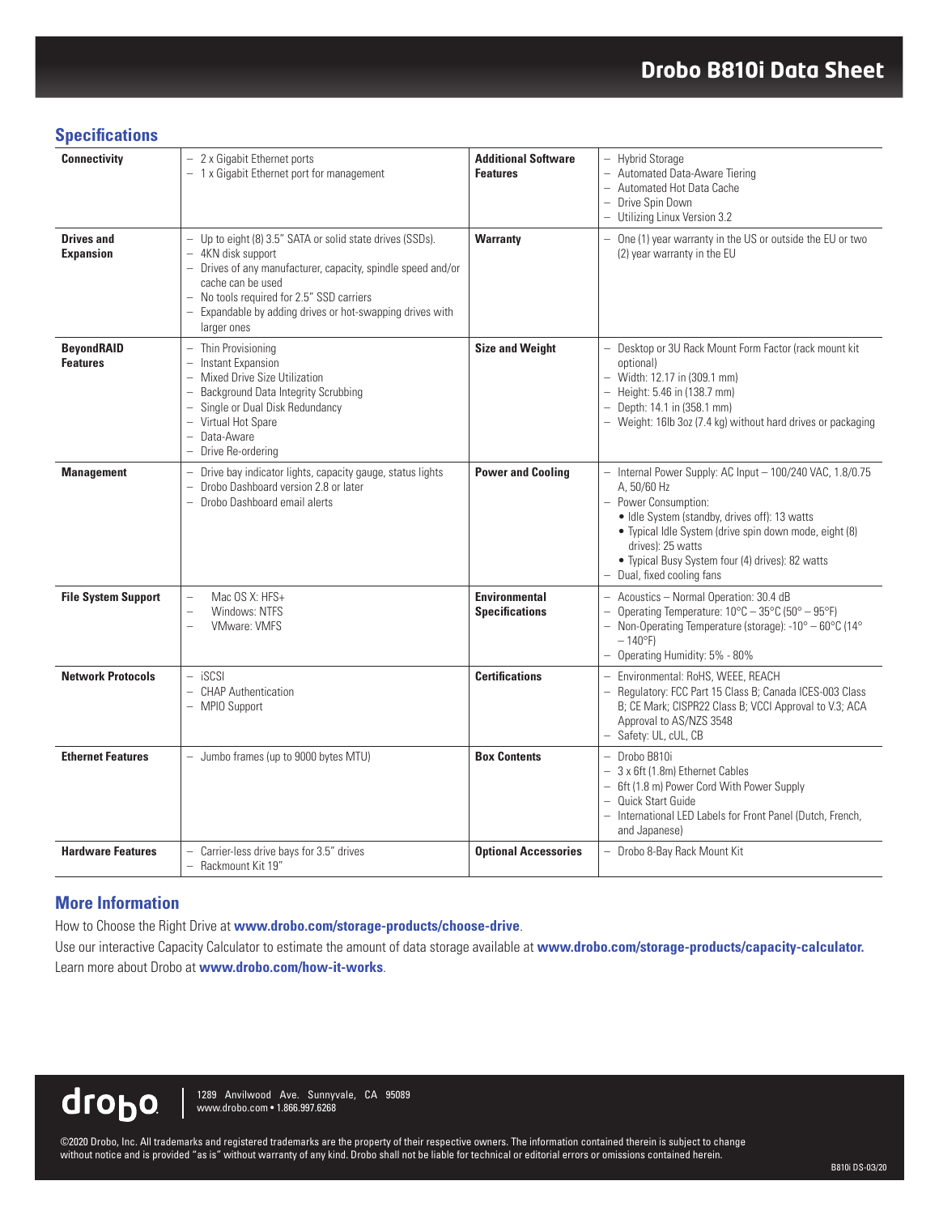# Drobo B810i Data Sheet

## Specifications

| | | | |
|---|---|---|---|
| **Connectivity** | – 2 x Gigabit Ethernet ports<br>– 1 x Gigabit Ethernet port for management | **Additional Software Features** | – Hybrid Storage<br>– Automated Data-Aware Tiering<br>– Automated Hot Data Cache<br>– Drive Spin Down<br>– Utilizing Linux Version 3.2 |
| **Drives and Expansion** | – Up to eight (8) 3.5" SATA or solid state drives (SSDs).<br>– 4KN disk support<br>– Drives of any manufacturer, capacity, spindle speed and/or cache can be used<br>– No tools required for 2.5" SSD carriers<br>– Expandable by adding drives or hot-swapping drives with larger ones | **Warranty** | – One (1) year warranty in the US or outside the EU or two (2) year warranty in the EU |
| **BeyondRAID Features** | – Thin Provisioning<br>– Instant Expansion<br>– Mixed Drive Size Utilization<br>– Background Data Integrity Scrubbing<br>– Single or Dual Disk Redundancy<br>– Virtual Hot Spare<br>– Data-Aware<br>– Drive Re-ordering | **Size and Weight** | – Desktop or 3U Rack Mount Form Factor (rack mount kit optional)<br>– Width: 12.17 in (309.1 mm)<br>– Height: 5.46 in (138.7 mm)<br>– Depth: 14.1 in (358.1 mm)<br>– Weight: 16lb 3oz (7.4 kg) without hard drives or packaging |
| **Management** | – Drive bay indicator lights, capacity gauge, status lights<br>– Drobo Dashboard version 2.8 or later<br>– Drobo Dashboard email alerts | **Power and Cooling** | – Internal Power Supply: AC Input – 100/240 VAC, 1.8/0.75 A, 50/60 Hz<br>– Power Consumption:<br>• Idle System (standby, drives off): 13 watts<br>• Typical Idle System (drive spin down mode, eight (8) drives): 25 watts<br>• Typical Busy System four (4) drives): 82 watts<br>– Dual, fixed cooling fans |
| **File System Support** | – Mac OS X: HFS+<br>– Windows: NTFS<br>– VMware: VMFS | **Environmental Specifications** | – Acoustics – Normal Operation: 30.4 dB<br>– Operating Temperature: 10°C – 35°C (50° – 95°F)<br>– Non-Operating Temperature (storage): -10° – 60°C (14° – 140°F)<br>– Operating Humidity: 5% - 80% |
| **Network Protocols** | – iSCSI<br>– CHAP Authentication<br>– MPIO Support | **Certifications** | – Environmental: RoHS, WEEE, REACH<br>– Regulatory: FCC Part 15 Class B; Canada ICES-003 Class B; CE Mark; CISPR22 Class B; VCCI Approval to V.3; ACA Approval to AS/NZS 3548<br>– Safety: UL, cUL, CB |
| **Ethernet Features** | – Jumbo frames (up to 9000 bytes MTU) | **Box Contents** | – Drobo B810i<br>– 3 x 6ft (1.8m) Ethernet Cables<br>– 6ft (1.8 m) Power Cord With Power Supply<br>– Quick Start Guide<br>– International LED Labels for Front Panel (Dutch, French, and Japanese) |
| **Hardware Features** | – Carrier-less drive bays for 3.5" drives<br>– Rackmount Kit 19" | **Optional Accessories** | – Drobo 8-Bay Rack Mount Kit |

## More Information

How to Choose the Right Drive at **www.drobo.com/storage-products/choose-drive**.

Use our interactive Capacity Calculator to estimate the amount of data storage available at **www.drobo.com/storage-products/capacity-calculator.**

Learn more about Drobo at **www.drobo.com/how-it-works**.

drobo | 1289 Anvilwood Ave. Sunnyvale, CA 95089
www.drobo.com • 1.866.997.6268

©2020 Drobo, Inc. All trademarks and registered trademarks are the property of their respective owners. The information contained therein is subject to change without notice and is provided "as is" without warranty of any kind. Drobo shall not be liable for technical or editorial errors or omissions contained herein.

B810i DS-03/20